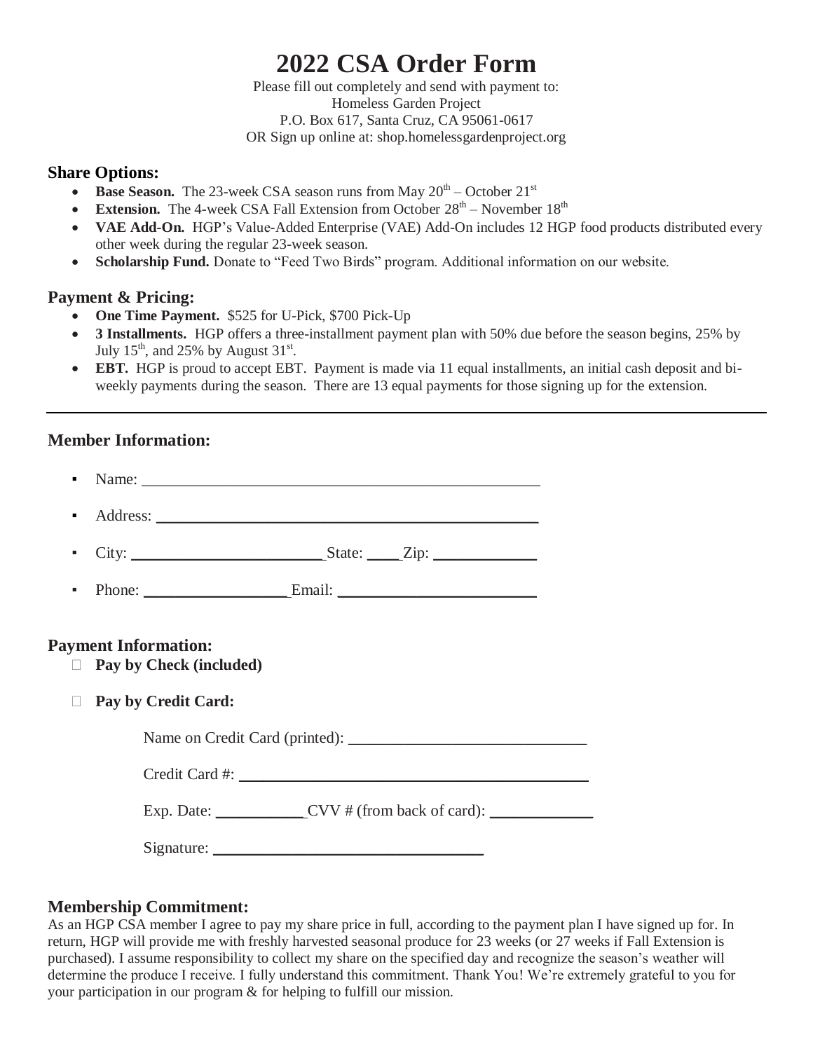# 2022 CSA Order Form

Please fill out completely and send with payment to:
Homeless Garden Project
P.O. Box 617, Santa Cruz, CA 95061-0617
OR Sign up online at: shop.homelessgardenproject.org

### Share Options:

- **Base Season.** The 23-week CSA season runs from May 20th – October 21st
- **Extension.** The 4-week CSA Fall Extension from October 28th – November 18th
- **VAE Add-On.** HGP's Value-Added Enterprise (VAE) Add-On includes 12 HGP food products distributed every other week during the regular 23-week season.
- **Scholarship Fund.** Donate to "Feed Two Birds" program. Additional information on our website.

### Payment & Pricing:

- **One Time Payment.** $525 for U-Pick, $700 Pick-Up
- **3 Installments.** HGP offers a three-installment payment plan with 50% due before the season begins, 25% by July 15th, and 25% by August 31st.
- **EBT.** HGP is proud to accept EBT. Payment is made via 11 equal installments, an initial cash deposit and bi-weekly payments during the season. There are 13 equal payments for those signing up for the extension.

---

### Member Information:

- Name: ____________________________________________________
- Address: __________________________________________________
- City: ________________________ State: ____ Zip: ____________
- Phone: __________________ Email: ________________________

### Payment Information:

- ☐ **Pay by Check (included)**
- ☐ **Pay by Credit Card:**

  Name on Credit Card (printed): ______________________________

  Credit Card #: ____________________________________________

  Exp. Date: ___________ CVV # (from back of card): ____________

  Signature: __________________________________

### Membership Commitment:

As an HGP CSA member I agree to pay my share price in full, according to the payment plan I have signed up for. In return, HGP will provide me with freshly harvested seasonal produce for 23 weeks (or 27 weeks if Fall Extension is purchased). I assume responsibility to collect my share on the specified day and recognize the season's weather will determine the produce I receive. I fully understand this commitment. Thank You! We're extremely grateful to you for your participation in our program & for helping to fulfill our mission.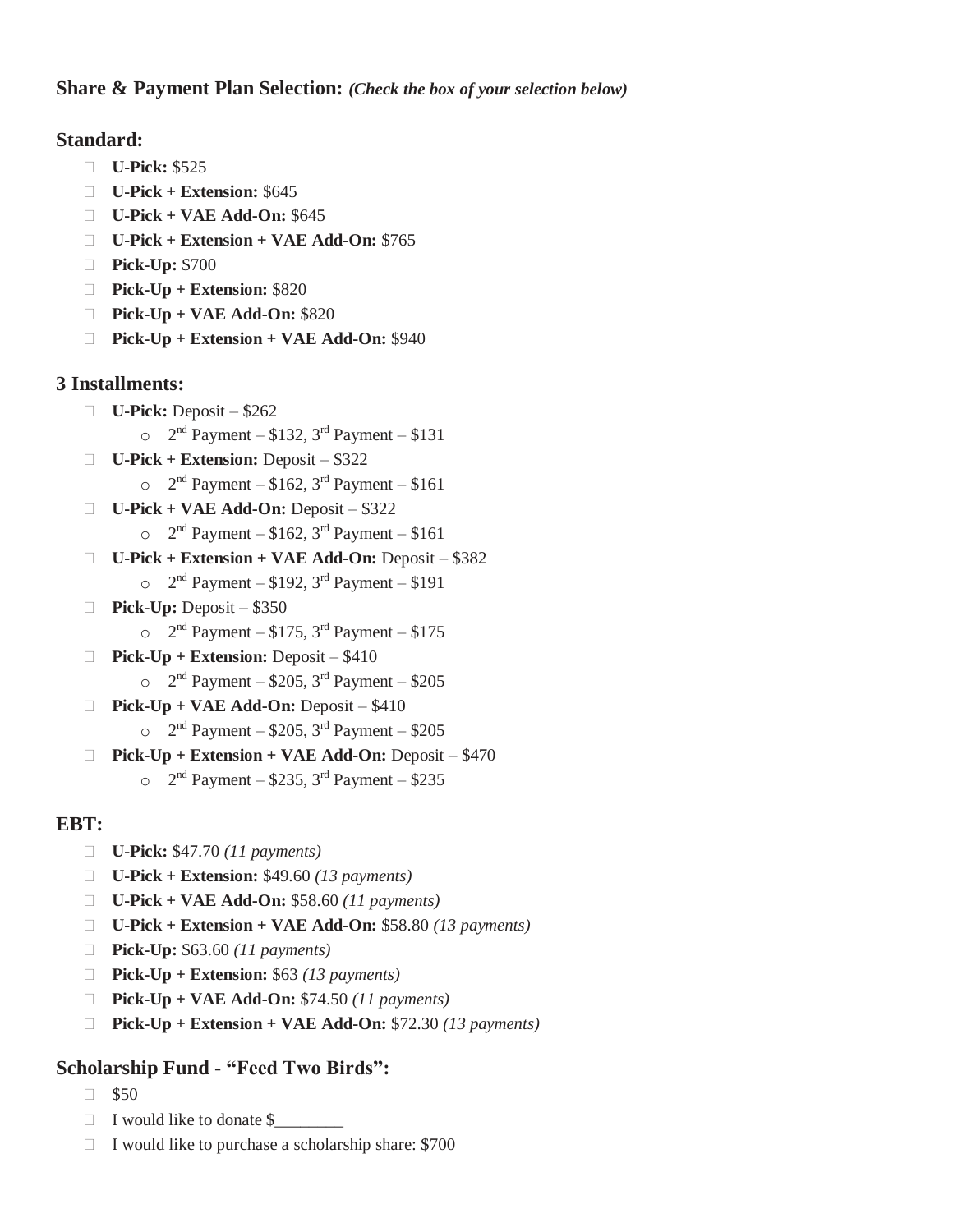**Share & Payment Plan Selection:** ***(Check the box of your selection below)***

## Standard:

- ☐ **U-Pick:** $525
- ☐ **U-Pick + Extension:** $645
- ☐ **U-Pick + VAE Add-On:** $645
- ☐ **U-Pick + Extension + VAE Add-On:** $765
- ☐ **Pick-Up:** $700
- ☐ **Pick-Up + Extension:** $820
- ☐ **Pick-Up + VAE Add-On:** $820
- ☐ **Pick-Up + Extension + VAE Add-On:** $940

## 3 Installments:

- ☐ **U-Pick:** Deposit – $262
  - 2nd Payment – $132, 3rd Payment – $131
- ☐ **U-Pick + Extension:** Deposit – $322
  - 2nd Payment – $162, 3rd Payment – $161
- ☐ **U-Pick + VAE Add-On:** Deposit – $322
  - 2nd Payment – $162, 3rd Payment – $161
- ☐ **U-Pick + Extension + VAE Add-On:** Deposit – $382
  - 2nd Payment – $192, 3rd Payment – $191
- ☐ **Pick-Up:** Deposit – $350
  - 2nd Payment – $175, 3rd Payment – $175
- ☐ **Pick-Up + Extension:** Deposit – $410
  - 2nd Payment – $205, 3rd Payment – $205
- ☐ **Pick-Up + VAE Add-On:** Deposit – $410
  - 2nd Payment – $205, 3rd Payment – $205
- ☐ **Pick-Up + Extension + VAE Add-On:** Deposit – $470
  - 2nd Payment – $235, 3rd Payment – $235

## EBT:

- ☐ **U-Pick:** $47.70 *(11 payments)*
- ☐ **U-Pick + Extension:** $49.60 *(13 payments)*
- ☐ **U-Pick + VAE Add-On:** $58.60 *(11 payments)*
- ☐ **U-Pick + Extension + VAE Add-On:** $58.80 *(13 payments)*
- ☐ **Pick-Up:** $63.60 *(11 payments)*
- ☐ **Pick-Up + Extension:** $63 *(13 payments)*
- ☐ **Pick-Up + VAE Add-On:** $74.50 *(11 payments)*
- ☐ **Pick-Up + Extension + VAE Add-On:** $72.30 *(13 payments)*

## Scholarship Fund - "Feed Two Birds":

- ☐ $50
- ☐ I would like to donate $________
- ☐ I would like to purchase a scholarship share: $700